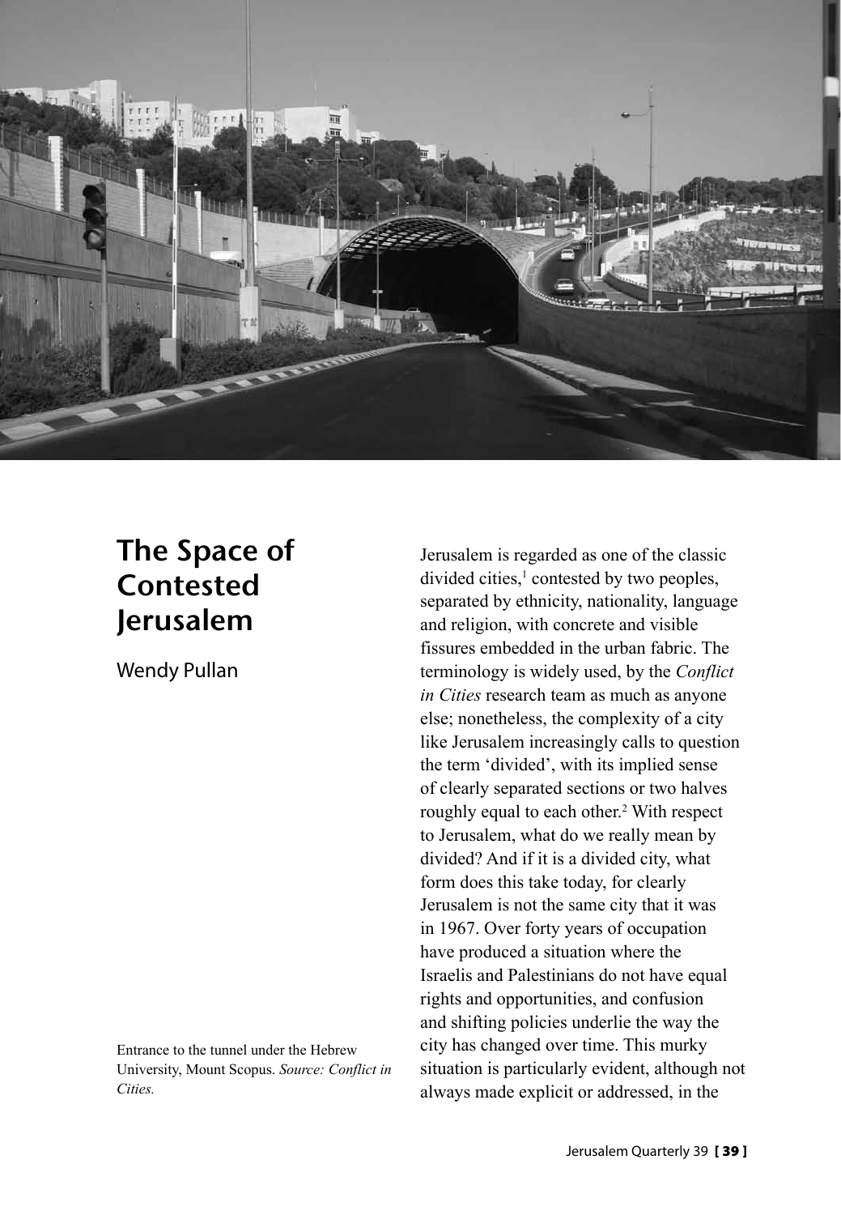# The Space of Contested Jerusalem

Wendy Pullan

Entrance to the tunnel under the Hebrew University, Mount Scopus. *Source: Conflict in Cities.*

Jerusalem is regarded as one of the classic divided cities,[1] contested by two peoples, separated by ethnicity, nationality, language and religion, with concrete and visible fissures embedded in the urban fabric. The terminology is widely used, by the *Conflict in Cities* research team as much as anyone else; nonetheless, the complexity of a city like Jerusalem increasingly calls to question the term 'divided', with its implied sense of clearly separated sections or two halves roughly equal to each other.[2] With respect to Jerusalem, what do we really mean by divided? And if it is a divided city, what form does this take today, for clearly Jerusalem is not the same city that it was in 1967. Over forty years of occupation have produced a situation where the Israelis and Palestinians do not have equal rights and opportunities, and confusion and shifting policies underlie the way the city has changed over time. This murky situation is particularly evident, although not always made explicit or addressed, in the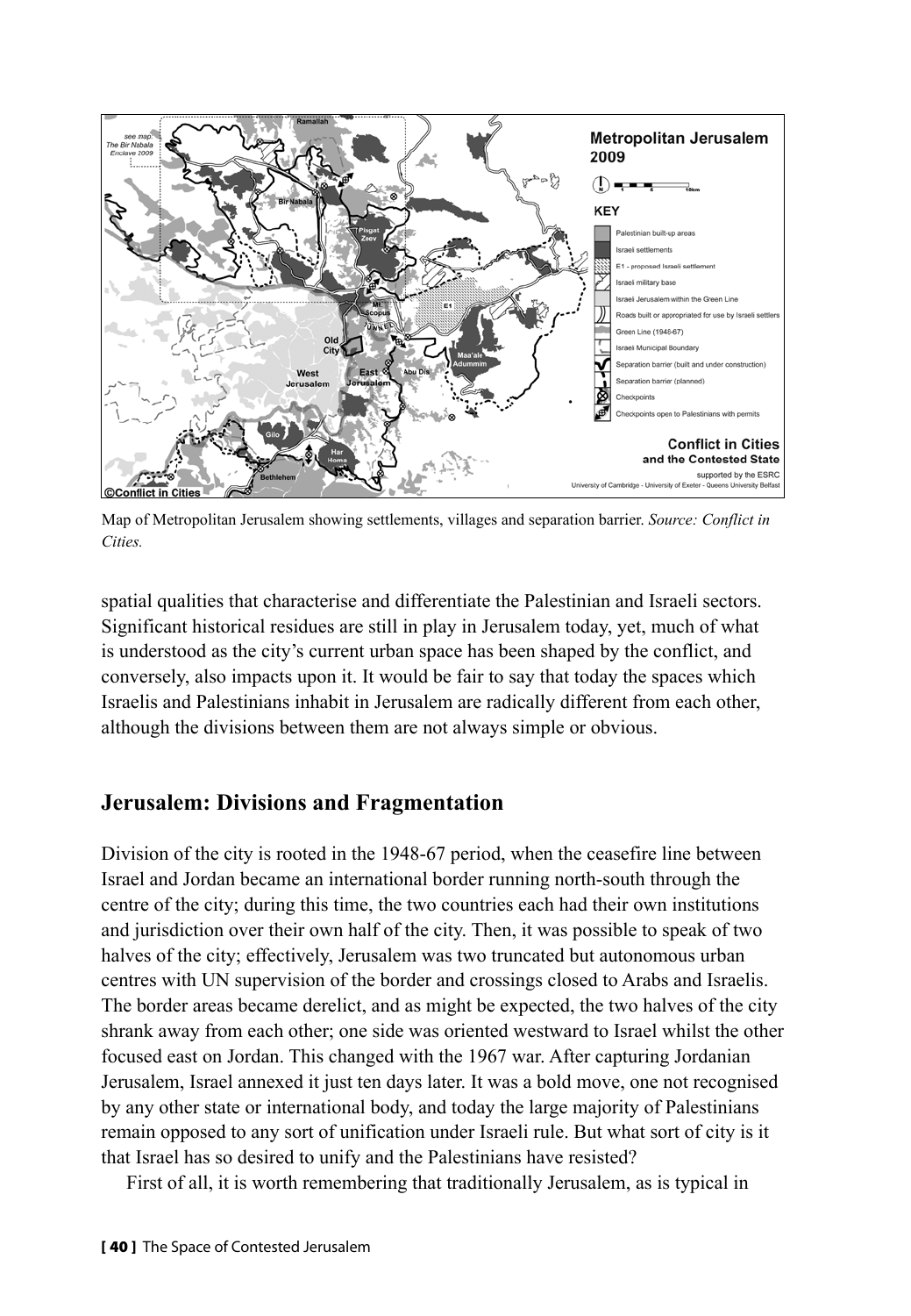Map of Metropolitan Jerusalem showing settlements, villages and separation barrier. *Source: Conflict in Cities.*

spatial qualities that characterise and differentiate the Palestinian and Israeli sectors. Significant historical residues are still in play in Jerusalem today, yet, much of what is understood as the city's current urban space has been shaped by the conflict, and conversely, also impacts upon it. It would be fair to say that today the spaces which Israelis and Palestinians inhabit in Jerusalem are radically different from each other, although the divisions between them are not always simple or obvious.

## Jerusalem: Divisions and Fragmentation

Division of the city is rooted in the 1948-67 period, when the ceasefire line between Israel and Jordan became an international border running north-south through the centre of the city; during this time, the two countries each had their own institutions and jurisdiction over their own half of the city. Then, it was possible to speak of two halves of the city; effectively, Jerusalem was two truncated but autonomous urban centres with UN supervision of the border and crossings closed to Arabs and Israelis. The border areas became derelict, and as might be expected, the two halves of the city shrank away from each other; one side was oriented westward to Israel whilst the other focused east on Jordan. This changed with the 1967 war. After capturing Jordanian Jerusalem, Israel annexed it just ten days later. It was a bold move, one not recognised by any other state or international body, and today the large majority of Palestinians remain opposed to any sort of unification under Israeli rule. But what sort of city is it that Israel has so desired to unify and the Palestinians have resisted?

First of all, it is worth remembering that traditionally Jerusalem, as is typical in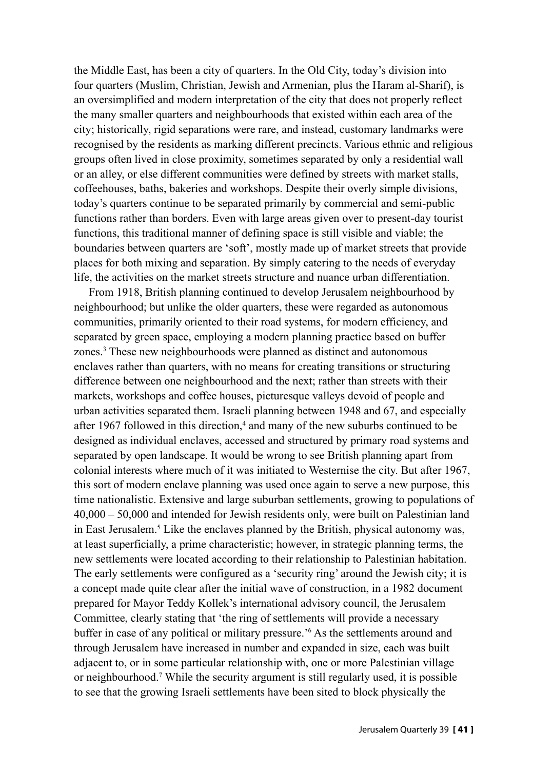the Middle East, has been a city of quarters. In the Old City, today's division into four quarters (Muslim, Christian, Jewish and Armenian, plus the Haram al-Sharif), is an oversimplified and modern interpretation of the city that does not properly reflect the many smaller quarters and neighbourhoods that existed within each area of the city; historically, rigid separations were rare, and instead, customary landmarks were recognised by the residents as marking different precincts. Various ethnic and religious groups often lived in close proximity, sometimes separated by only a residential wall or an alley, or else different communities were defined by streets with market stalls, coffeehouses, baths, bakeries and workshops. Despite their overly simple divisions, today's quarters continue to be separated primarily by commercial and semi-public functions rather than borders. Even with large areas given over to present-day tourist functions, this traditional manner of defining space is still visible and viable; the boundaries between quarters are 'soft', mostly made up of market streets that provide places for both mixing and separation. By simply catering to the needs of everyday life, the activities on the market streets structure and nuance urban differentiation.

From 1918, British planning continued to develop Jerusalem neighbourhood by neighbourhood; but unlike the older quarters, these were regarded as autonomous communities, primarily oriented to their road systems, for modern efficiency, and separated by green space, employing a modern planning practice based on buffer zones.[3] These new neighbourhoods were planned as distinct and autonomous enclaves rather than quarters, with no means for creating transitions or structuring difference between one neighbourhood and the next; rather than streets with their markets, workshops and coffee houses, picturesque valleys devoid of people and urban activities separated them. Israeli planning between 1948 and 67, and especially after 1967 followed in this direction,[4] and many of the new suburbs continued to be designed as individual enclaves, accessed and structured by primary road systems and separated by open landscape. It would be wrong to see British planning apart from colonial interests where much of it was initiated to Westernise the city. But after 1967, this sort of modern enclave planning was used once again to serve a new purpose, this time nationalistic. Extensive and large suburban settlements, growing to populations of 40,000 – 50,000 and intended for Jewish residents only, were built on Palestinian land in East Jerusalem.[5] Like the enclaves planned by the British, physical autonomy was, at least superficially, a prime characteristic; however, in strategic planning terms, the new settlements were located according to their relationship to Palestinian habitation. The early settlements were configured as a 'security ring' around the Jewish city; it is a concept made quite clear after the initial wave of construction, in a 1982 document prepared for Mayor Teddy Kollek's international advisory council, the Jerusalem Committee, clearly stating that 'the ring of settlements will provide a necessary buffer in case of any political or military pressure.'[6] As the settlements around and through Jerusalem have increased in number and expanded in size, each was built adjacent to, or in some particular relationship with, one or more Palestinian village or neighbourhood.[7] While the security argument is still regularly used, it is possible to see that the growing Israeli settlements have been sited to block physically the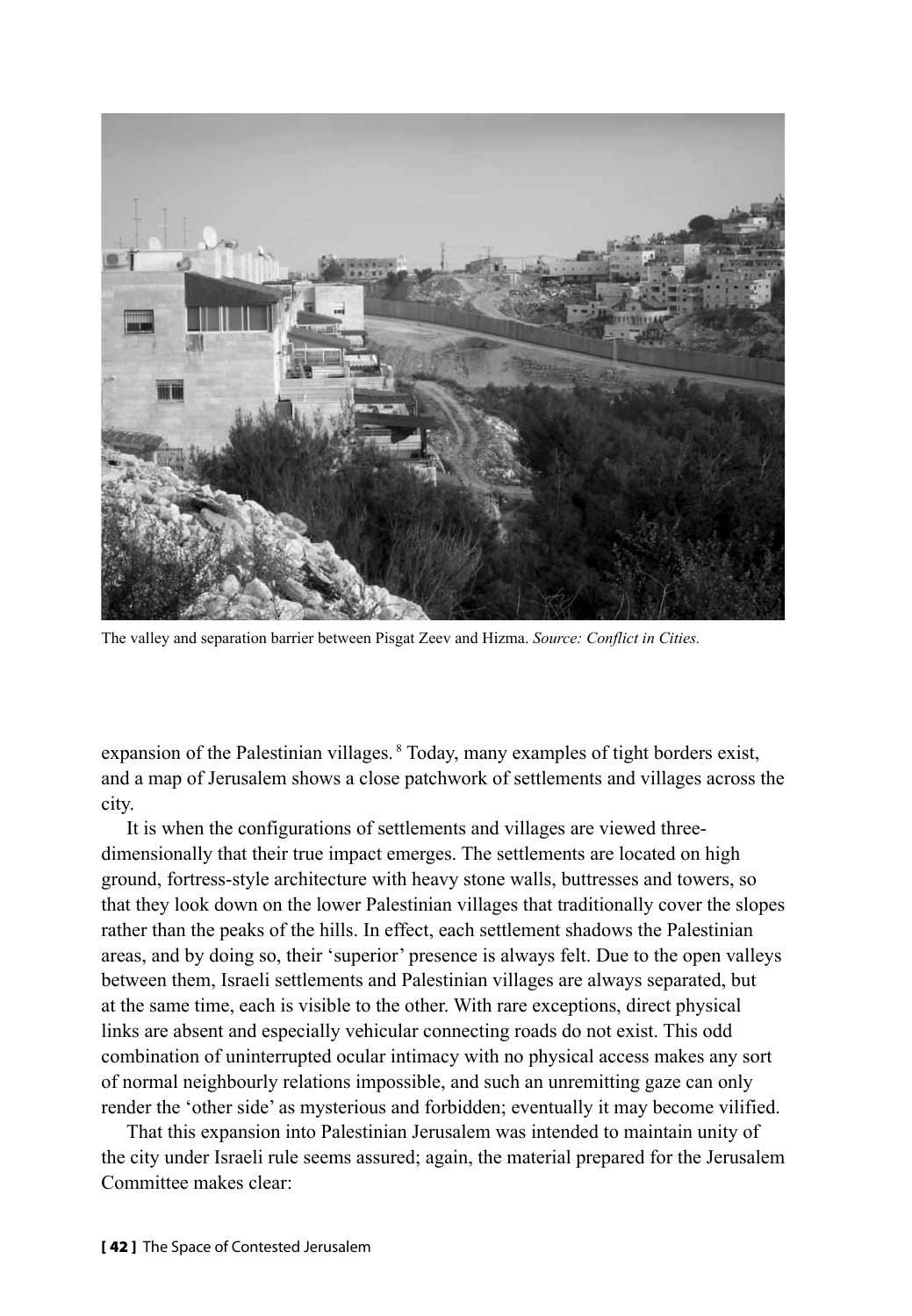The valley and separation barrier between Pisgat Zeev and Hizma. *Source: Conflict in Cities.*

expansion of the Palestinian villages.[8] Today, many examples of tight borders exist, and a map of Jerusalem shows a close patchwork of settlements and villages across the city.

It is when the configurations of settlements and villages are viewed three-dimensionally that their true impact emerges. The settlements are located on high ground, fortress-style architecture with heavy stone walls, buttresses and towers, so that they look down on the lower Palestinian villages that traditionally cover the slopes rather than the peaks of the hills. In effect, each settlement shadows the Palestinian areas, and by doing so, their 'superior' presence is always felt. Due to the open valleys between them, Israeli settlements and Palestinian villages are always separated, but at the same time, each is visible to the other. With rare exceptions, direct physical links are absent and especially vehicular connecting roads do not exist. This odd combination of uninterrupted ocular intimacy with no physical access makes any sort of normal neighbourly relations impossible, and such an unremitting gaze can only render the 'other side' as mysterious and forbidden; eventually it may become vilified.

That this expansion into Palestinian Jerusalem was intended to maintain unity of the city under Israeli rule seems assured; again, the material prepared for the Jerusalem Committee makes clear: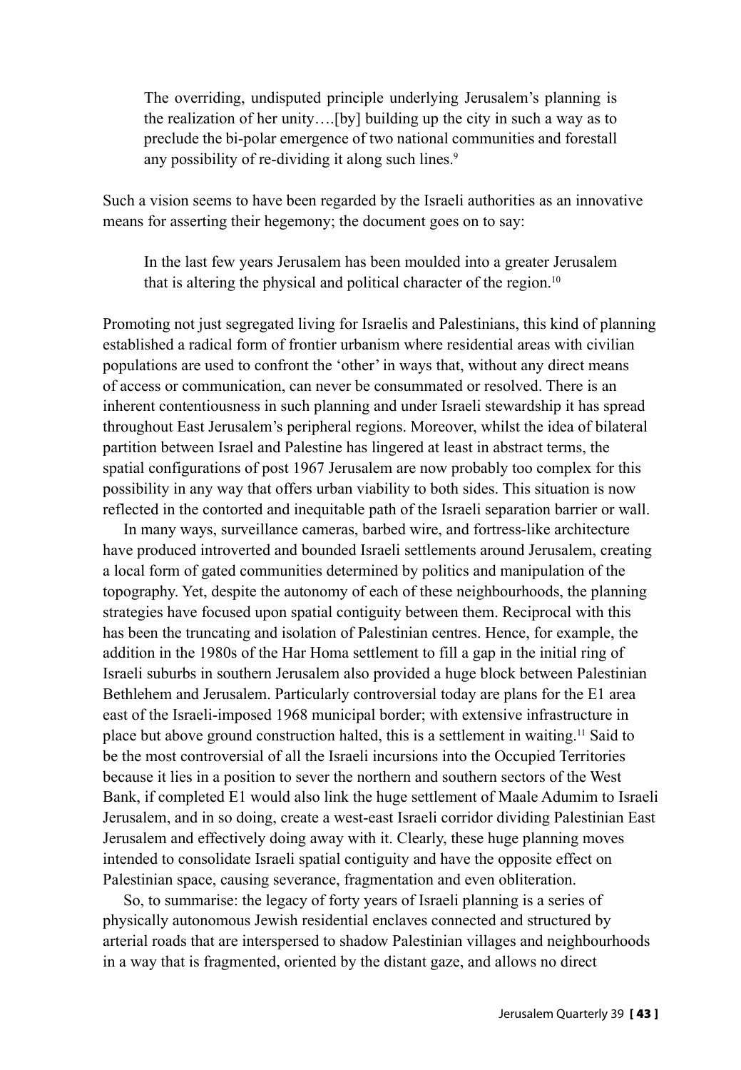> The overriding, undisputed principle underlying Jerusalem's planning is the realization of her unity….[by] building up the city in such a way as to preclude the bi-polar emergence of two national communities and forestall any possibility of re-dividing it along such lines.[9]

Such a vision seems to have been regarded by the Israeli authorities as an innovative means for asserting their hegemony; the document goes on to say:

> In the last few years Jerusalem has been moulded into a greater Jerusalem that is altering the physical and political character of the region.[10]

Promoting not just segregated living for Israelis and Palestinians, this kind of planning established a radical form of frontier urbanism where residential areas with civilian populations are used to confront the 'other' in ways that, without any direct means of access or communication, can never be consummated or resolved. There is an inherent contentiousness in such planning and under Israeli stewardship it has spread throughout East Jerusalem's peripheral regions. Moreover, whilst the idea of bilateral partition between Israel and Palestine has lingered at least in abstract terms, the spatial configurations of post 1967 Jerusalem are now probably too complex for this possibility in any way that offers urban viability to both sides. This situation is now reflected in the contorted and inequitable path of the Israeli separation barrier or wall.

In many ways, surveillance cameras, barbed wire, and fortress-like architecture have produced introverted and bounded Israeli settlements around Jerusalem, creating a local form of gated communities determined by politics and manipulation of the topography. Yet, despite the autonomy of each of these neighbourhoods, the planning strategies have focused upon spatial contiguity between them. Reciprocal with this has been the truncating and isolation of Palestinian centres. Hence, for example, the addition in the 1980s of the Har Homa settlement to fill a gap in the initial ring of Israeli suburbs in southern Jerusalem also provided a huge block between Palestinian Bethlehem and Jerusalem. Particularly controversial today are plans for the E1 area east of the Israeli-imposed 1968 municipal border; with extensive infrastructure in place but above ground construction halted, this is a settlement in waiting.[11] Said to be the most controversial of all the Israeli incursions into the Occupied Territories because it lies in a position to sever the northern and southern sectors of the West Bank, if completed E1 would also link the huge settlement of Maale Adumim to Israeli Jerusalem, and in so doing, create a west-east Israeli corridor dividing Palestinian East Jerusalem and effectively doing away with it. Clearly, these huge planning moves intended to consolidate Israeli spatial contiguity and have the opposite effect on Palestinian space, causing severance, fragmentation and even obliteration.

So, to summarise: the legacy of forty years of Israeli planning is a series of physically autonomous Jewish residential enclaves connected and structured by arterial roads that are interspersed to shadow Palestinian villages and neighbourhoods in a way that is fragmented, oriented by the distant gaze, and allows no direct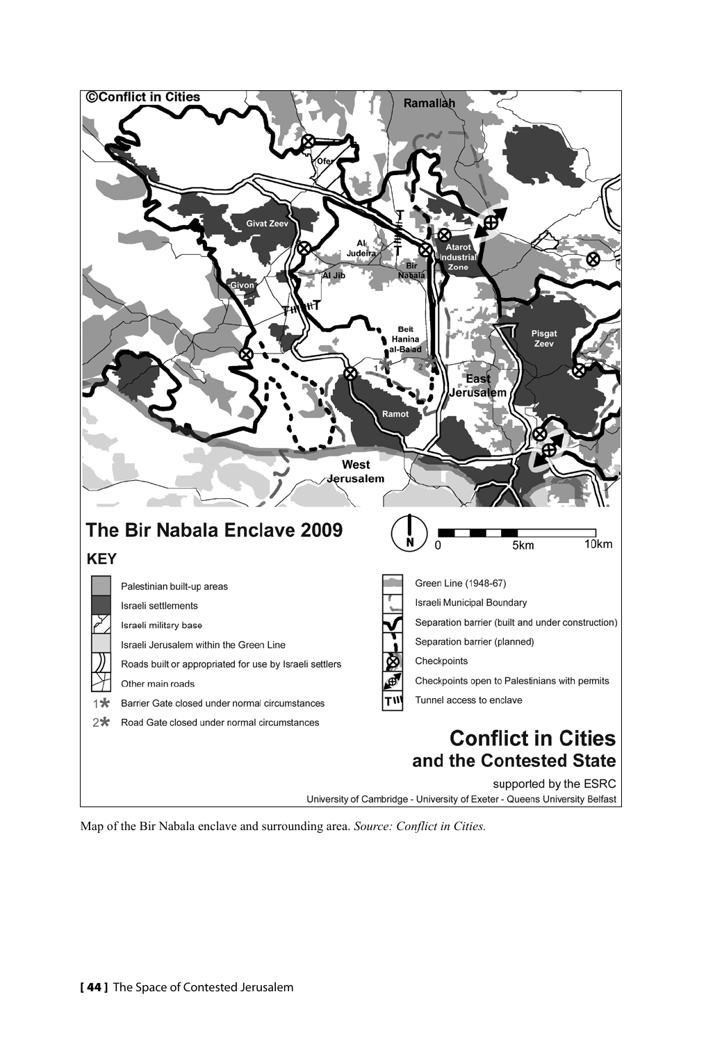©Conflict in Cities

## The Bir Nabala Enclave 2009

0 5km 10km

**KEY**

- Palestinian built-up areas
- Israeli settlements
- Israeli military base
- Israeli Jerusalem within the Green Line
- Roads built or appropriated for use by Israeli settlers
- Other main roads
- 1* Barrier Gate closed under normal circumstances
- 2* Road Gate closed under normal circumstances
- Green Line (1948-67)
- Israeli Municipal Boundary
- Separation barrier (built and under construction)
- Separation barrier (planned)
- Checkpoints
- Checkpoints open to Palestinians with permits
- Tunnel access to enclave

**Conflict in Cities and the Contested State**

supported by the ESRC

University of Cambridge - University of Exeter - Queens University Belfast

Map of the Bir Nabala enclave and surrounding area. *Source: Conflict in Cities.*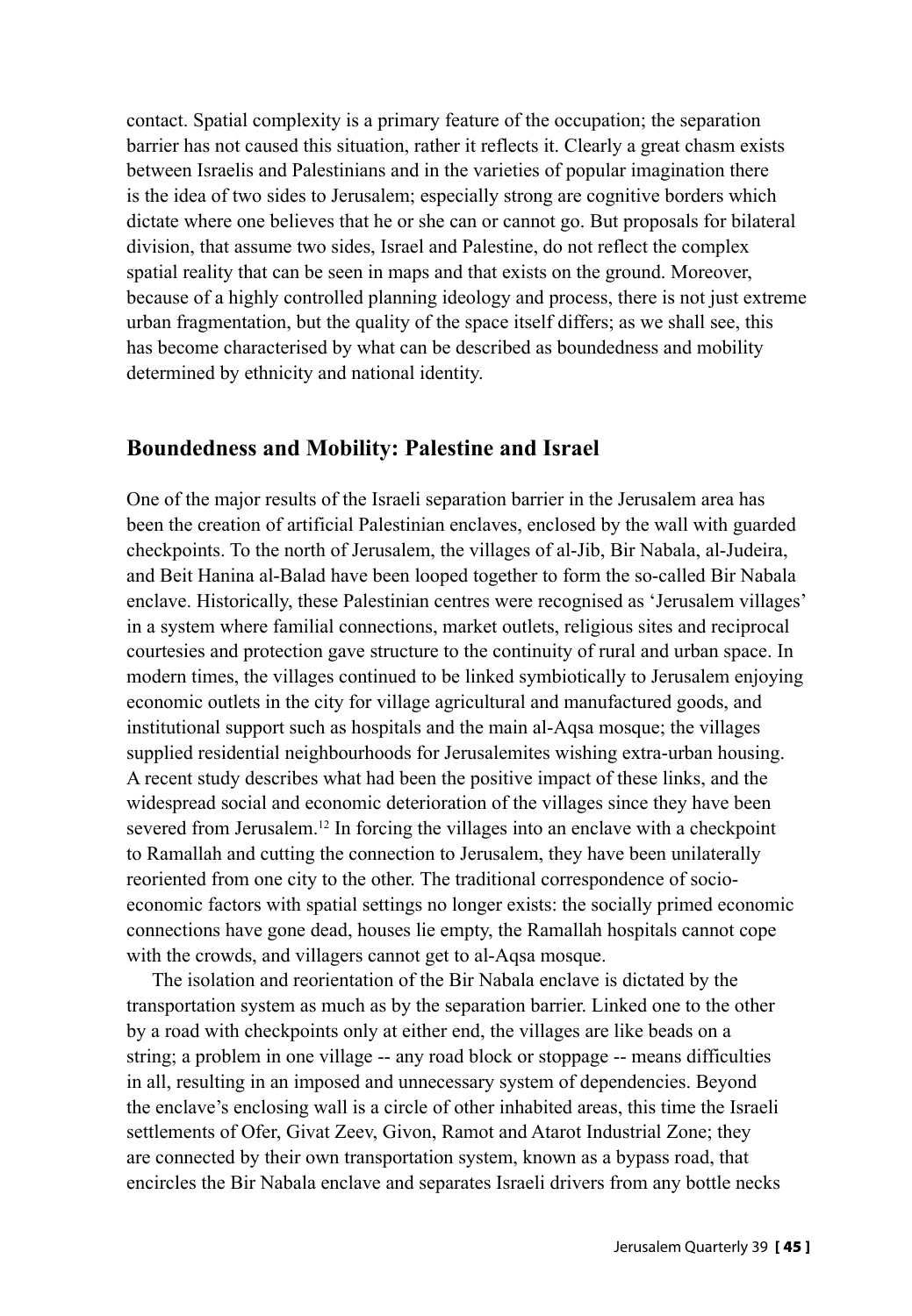contact. Spatial complexity is a primary feature of the occupation; the separation barrier has not caused this situation, rather it reflects it. Clearly a great chasm exists between Israelis and Palestinians and in the varieties of popular imagination there is the idea of two sides to Jerusalem; especially strong are cognitive borders which dictate where one believes that he or she can or cannot go. But proposals for bilateral division, that assume two sides, Israel and Palestine, do not reflect the complex spatial reality that can be seen in maps and that exists on the ground. Moreover, because of a highly controlled planning ideology and process, there is not just extreme urban fragmentation, but the quality of the space itself differs; as we shall see, this has become characterised by what can be described as boundedness and mobility determined by ethnicity and national identity.

## Boundedness and Mobility: Palestine and Israel

One of the major results of the Israeli separation barrier in the Jerusalem area has been the creation of artificial Palestinian enclaves, enclosed by the wall with guarded checkpoints. To the north of Jerusalem, the villages of al-Jib, Bir Nabala, al-Judeira, and Beit Hanina al-Balad have been looped together to form the so-called Bir Nabala enclave. Historically, these Palestinian centres were recognised as 'Jerusalem villages' in a system where familial connections, market outlets, religious sites and reciprocal courtesies and protection gave structure to the continuity of rural and urban space. In modern times, the villages continued to be linked symbiotically to Jerusalem enjoying economic outlets in the city for village agricultural and manufactured goods, and institutional support such as hospitals and the main al-Aqsa mosque; the villages supplied residential neighbourhoods for Jerusalemites wishing extra-urban housing. A recent study describes what had been the positive impact of these links, and the widespread social and economic deterioration of the villages since they have been severed from Jerusalem.[12] In forcing the villages into an enclave with a checkpoint to Ramallah and cutting the connection to Jerusalem, they have been unilaterally reoriented from one city to the other. The traditional correspondence of socio-economic factors with spatial settings no longer exists: the socially primed economic connections have gone dead, houses lie empty, the Ramallah hospitals cannot cope with the crowds, and villagers cannot get to al-Aqsa mosque.

The isolation and reorientation of the Bir Nabala enclave is dictated by the transportation system as much as by the separation barrier. Linked one to the other by a road with checkpoints only at either end, the villages are like beads on a string; a problem in one village -- any road block or stoppage -- means difficulties in all, resulting in an imposed and unnecessary system of dependencies. Beyond the enclave's enclosing wall is a circle of other inhabited areas, this time the Israeli settlements of Ofer, Givat Zeev, Givon, Ramot and Atarot Industrial Zone; they are connected by their own transportation system, known as a bypass road, that encircles the Bir Nabala enclave and separates Israeli drivers from any bottle necks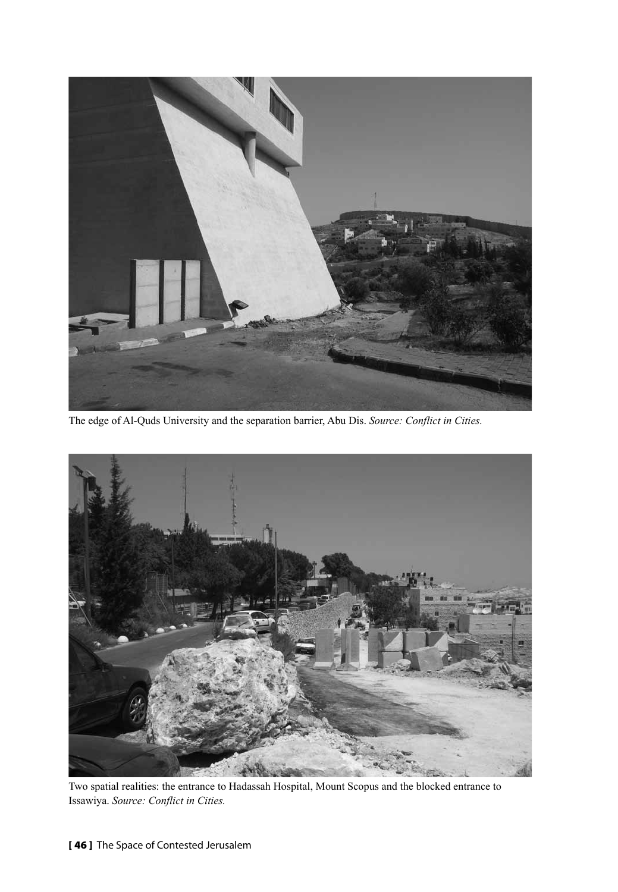The edge of Al-Quds University and the separation barrier, Abu Dis. *Source: Conflict in Cities.*

Two spatial realities: the entrance to Hadassah Hospital, Mount Scopus and the blocked entrance to Issawiya. *Source: Conflict in Cities.*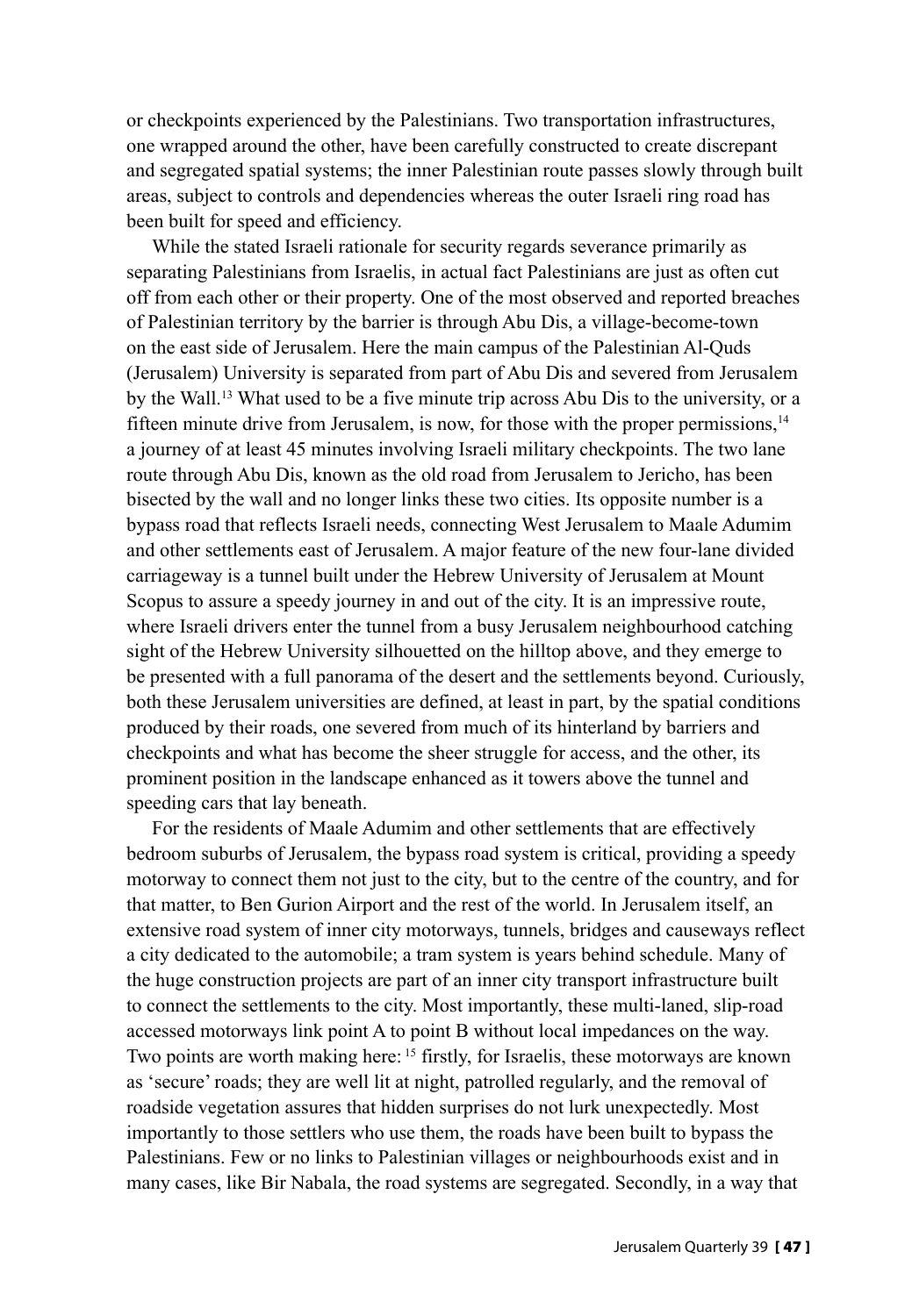or checkpoints experienced by the Palestinians. Two transportation infrastructures, one wrapped around the other, have been carefully constructed to create discrepant and segregated spatial systems; the inner Palestinian route passes slowly through built areas, subject to controls and dependencies whereas the outer Israeli ring road has been built for speed and efficiency.

While the stated Israeli rationale for security regards severance primarily as separating Palestinians from Israelis, in actual fact Palestinians are just as often cut off from each other or their property. One of the most observed and reported breaches of Palestinian territory by the barrier is through Abu Dis, a village-become-town on the east side of Jerusalem. Here the main campus of the Palestinian Al-Quds (Jerusalem) University is separated from part of Abu Dis and severed from Jerusalem by the Wall.[13] What used to be a five minute trip across Abu Dis to the university, or a fifteen minute drive from Jerusalem, is now, for those with the proper permissions,[14] a journey of at least 45 minutes involving Israeli military checkpoints. The two lane route through Abu Dis, known as the old road from Jerusalem to Jericho, has been bisected by the wall and no longer links these two cities. Its opposite number is a bypass road that reflects Israeli needs, connecting West Jerusalem to Maale Adumim and other settlements east of Jerusalem. A major feature of the new four-lane divided carriageway is a tunnel built under the Hebrew University of Jerusalem at Mount Scopus to assure a speedy journey in and out of the city. It is an impressive route, where Israeli drivers enter the tunnel from a busy Jerusalem neighbourhood catching sight of the Hebrew University silhouetted on the hilltop above, and they emerge to be presented with a full panorama of the desert and the settlements beyond. Curiously, both these Jerusalem universities are defined, at least in part, by the spatial conditions produced by their roads, one severed from much of its hinterland by barriers and checkpoints and what has become the sheer struggle for access, and the other, its prominent position in the landscape enhanced as it towers above the tunnel and speeding cars that lay beneath.

For the residents of Maale Adumim and other settlements that are effectively bedroom suburbs of Jerusalem, the bypass road system is critical, providing a speedy motorway to connect them not just to the city, but to the centre of the country, and for that matter, to Ben Gurion Airport and the rest of the world. In Jerusalem itself, an extensive road system of inner city motorways, tunnels, bridges and causeways reflect a city dedicated to the automobile; a tram system is years behind schedule. Many of the huge construction projects are part of an inner city transport infrastructure built to connect the settlements to the city. Most importantly, these multi-laned, slip-road accessed motorways link point A to point B without local impedances on the way. Two points are worth making here: [15] firstly, for Israelis, these motorways are known as 'secure' roads; they are well lit at night, patrolled regularly, and the removal of roadside vegetation assures that hidden surprises do not lurk unexpectedly. Most importantly to those settlers who use them, the roads have been built to bypass the Palestinians. Few or no links to Palestinian villages or neighbourhoods exist and in many cases, like Bir Nabala, the road systems are segregated. Secondly, in a way that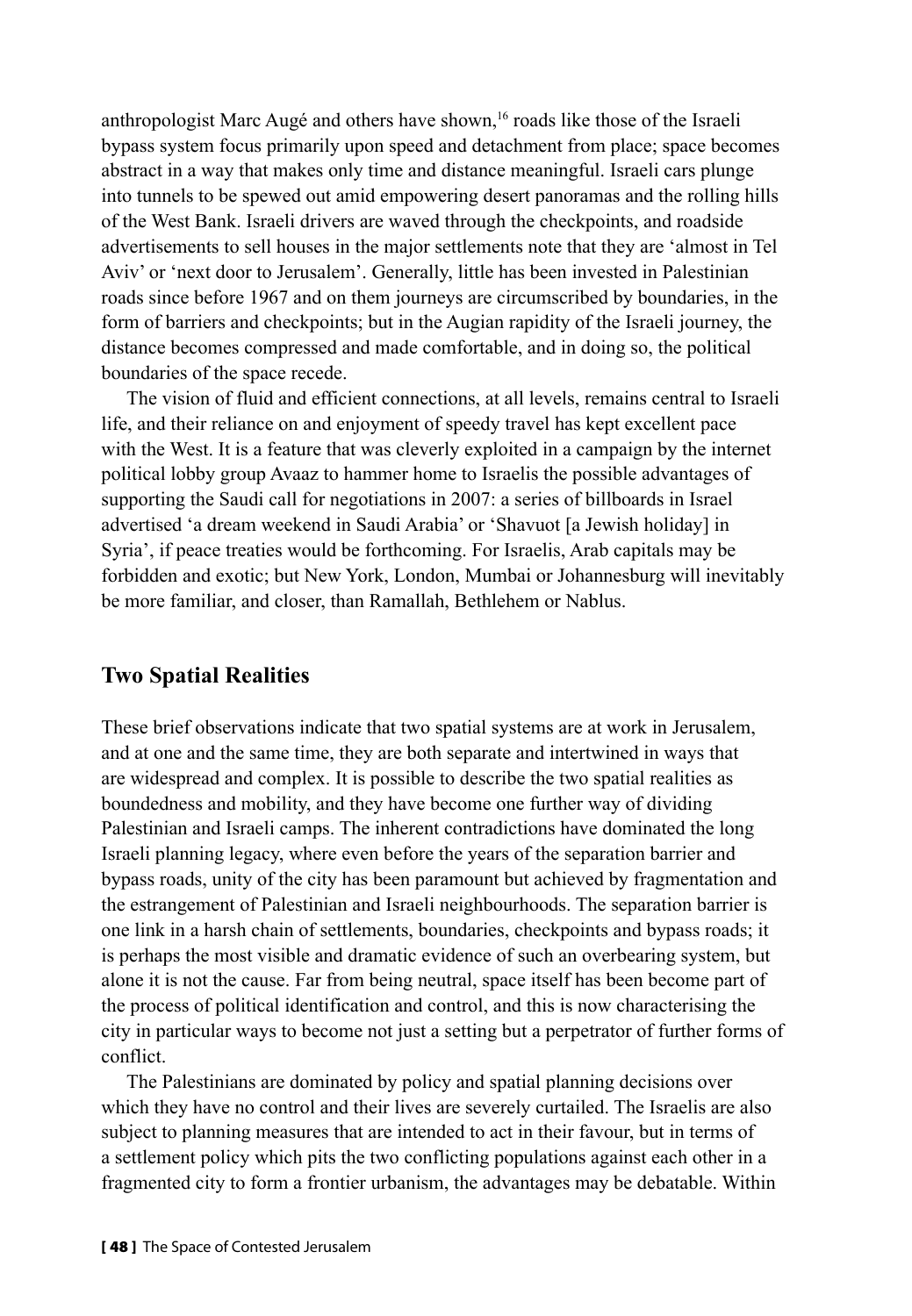anthropologist Marc Augé and others have shown,[16] roads like those of the Israeli bypass system focus primarily upon speed and detachment from place; space becomes abstract in a way that makes only time and distance meaningful. Israeli cars plunge into tunnels to be spewed out amid empowering desert panoramas and the rolling hills of the West Bank. Israeli drivers are waved through the checkpoints, and roadside advertisements to sell houses in the major settlements note that they are 'almost in Tel Aviv' or 'next door to Jerusalem'. Generally, little has been invested in Palestinian roads since before 1967 and on them journeys are circumscribed by boundaries, in the form of barriers and checkpoints; but in the Augian rapidity of the Israeli journey, the distance becomes compressed and made comfortable, and in doing so, the political boundaries of the space recede.

The vision of fluid and efficient connections, at all levels, remains central to Israeli life, and their reliance on and enjoyment of speedy travel has kept excellent pace with the West. It is a feature that was cleverly exploited in a campaign by the internet political lobby group Avaaz to hammer home to Israelis the possible advantages of supporting the Saudi call for negotiations in 2007: a series of billboards in Israel advertised 'a dream weekend in Saudi Arabia' or 'Shavuot [a Jewish holiday] in Syria', if peace treaties would be forthcoming. For Israelis, Arab capitals may be forbidden and exotic; but New York, London, Mumbai or Johannesburg will inevitably be more familiar, and closer, than Ramallah, Bethlehem or Nablus.

## Two Spatial Realities

These brief observations indicate that two spatial systems are at work in Jerusalem, and at one and the same time, they are both separate and intertwined in ways that are widespread and complex. It is possible to describe the two spatial realities as boundedness and mobility, and they have become one further way of dividing Palestinian and Israeli camps. The inherent contradictions have dominated the long Israeli planning legacy, where even before the years of the separation barrier and bypass roads, unity of the city has been paramount but achieved by fragmentation and the estrangement of Palestinian and Israeli neighbourhoods. The separation barrier is one link in a harsh chain of settlements, boundaries, checkpoints and bypass roads; it is perhaps the most visible and dramatic evidence of such an overbearing system, but alone it is not the cause. Far from being neutral, space itself has been become part of the process of political identification and control, and this is now characterising the city in particular ways to become not just a setting but a perpetrator of further forms of conflict.

The Palestinians are dominated by policy and spatial planning decisions over which they have no control and their lives are severely curtailed. The Israelis are also subject to planning measures that are intended to act in their favour, but in terms of a settlement policy which pits the two conflicting populations against each other in a fragmented city to form a frontier urbanism, the advantages may be debatable. Within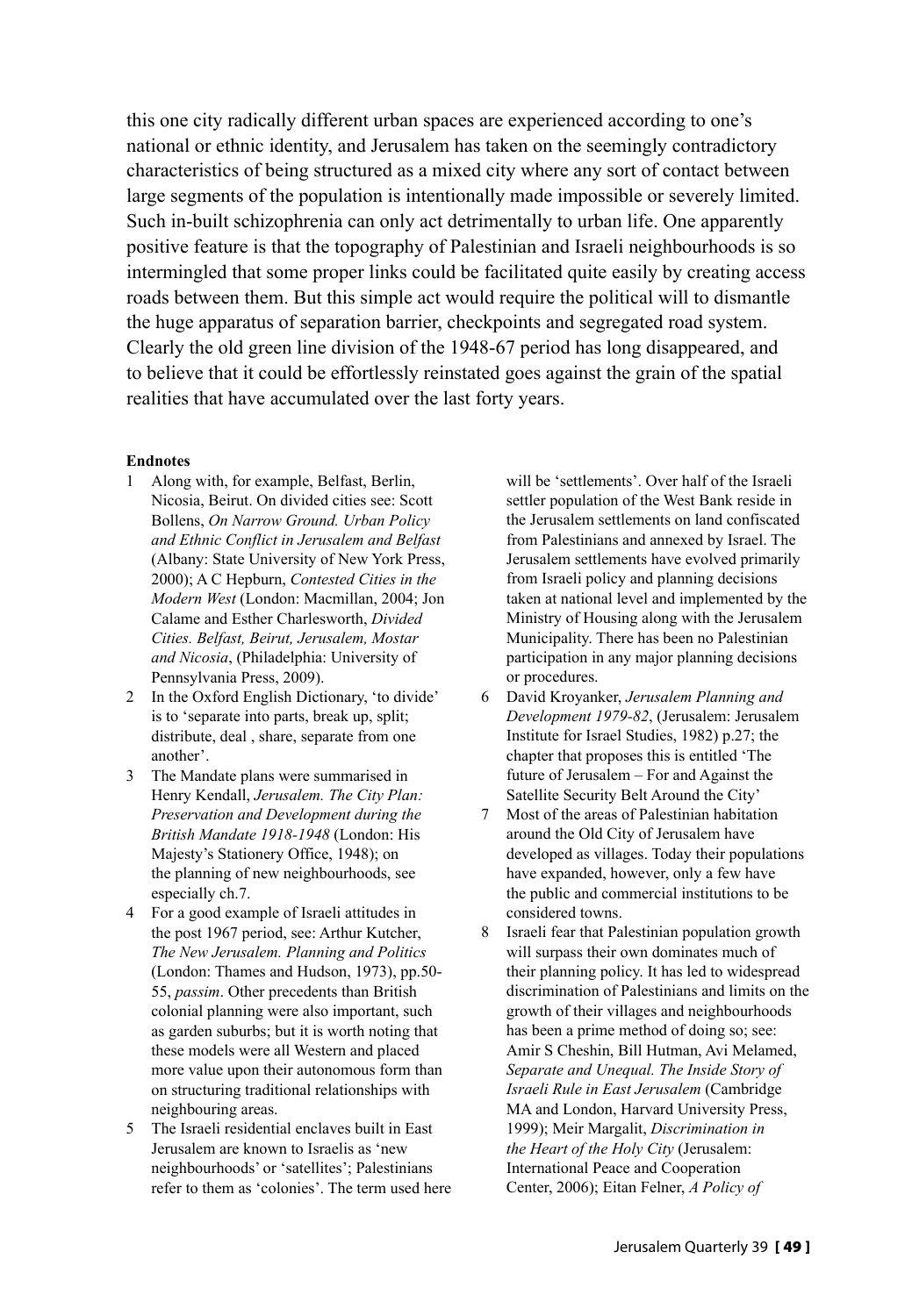this one city radically different urban spaces are experienced according to one's national or ethnic identity, and Jerusalem has taken on the seemingly contradictory characteristics of being structured as a mixed city where any sort of contact between large segments of the population is intentionally made impossible or severely limited. Such in-built schizophrenia can only act detrimentally to urban life. One apparently positive feature is that the topography of Palestinian and Israeli neighbourhoods is so intermingled that some proper links could be facilitated quite easily by creating access roads between them. But this simple act would require the political will to dismantle the huge apparatus of separation barrier, checkpoints and segregated road system. Clearly the old green line division of the 1948-67 period has long disappeared, and to believe that it could be effortlessly reinstated goes against the grain of the spatial realities that have accumulated over the last forty years.

**Endnotes**

1 Along with, for example, Belfast, Berlin, Nicosia, Beirut. On divided cities see: Scott Bollens, *On Narrow Ground. Urban Policy and Ethnic Conflict in Jerusalem and Belfast* (Albany: State University of New York Press, 2000); A C Hepburn, *Contested Cities in the Modern West* (London: Macmillan, 2004; Jon Calame and Esther Charlesworth, *Divided Cities. Belfast, Beirut, Jerusalem, Mostar and Nicosia*, (Philadelphia: University of Pennsylvania Press, 2009).

2 In the Oxford English Dictionary, 'to divide' is to 'separate into parts, break up, split; distribute, deal , share, separate from one another'.

3 The Mandate plans were summarised in Henry Kendall, *Jerusalem. The City Plan: Preservation and Development during the British Mandate 1918-1948* (London: His Majesty's Stationery Office, 1948); on the planning of new neighbourhoods, see especially ch.7.

4 For a good example of Israeli attitudes in the post 1967 period, see: Arthur Kutcher, *The New Jerusalem. Planning and Politics* (London: Thames and Hudson, 1973), pp.50-55, *passim*. Other precedents than British colonial planning were also important, such as garden suburbs; but it is worth noting that these models were all Western and placed more value upon their autonomous form than on structuring traditional relationships with neighbouring areas.

5 The Israeli residential enclaves built in East Jerusalem are known to Israelis as 'new neighbourhoods' or 'satellites'; Palestinians refer to them as 'colonies'. The term used here will be 'settlements'. Over half of the Israeli settler population of the West Bank reside in the Jerusalem settlements on land confiscated from Palestinians and annexed by Israel. The Jerusalem settlements have evolved primarily from Israeli policy and planning decisions taken at national level and implemented by the Ministry of Housing along with the Jerusalem Municipality. There has been no Palestinian participation in any major planning decisions or procedures.

6 David Kroyanker, *Jerusalem Planning and Development 1979-82*, (Jerusalem: Jerusalem Institute for Israel Studies, 1982) p.27; the chapter that proposes this is entitled 'The future of Jerusalem – For and Against the Satellite Security Belt Around the City'

7 Most of the areas of Palestinian habitation around the Old City of Jerusalem have developed as villages. Today their populations have expanded, however, only a few have the public and commercial institutions to be considered towns.

8 Israeli fear that Palestinian population growth will surpass their own dominates much of their planning policy. It has led to widespread discrimination of Palestinians and limits on the growth of their villages and neighbourhoods has been a prime method of doing so; see: Amir S Cheshin, Bill Hutman, Avi Melamed, *Separate and Unequal. The Inside Story of Israeli Rule in East Jerusalem* (Cambridge MA and London, Harvard University Press, 1999); Meir Margalit, *Discrimination in the Heart of the Holy City* (Jerusalem: International Peace and Cooperation Center, 2006); Eitan Felner, *A Policy of*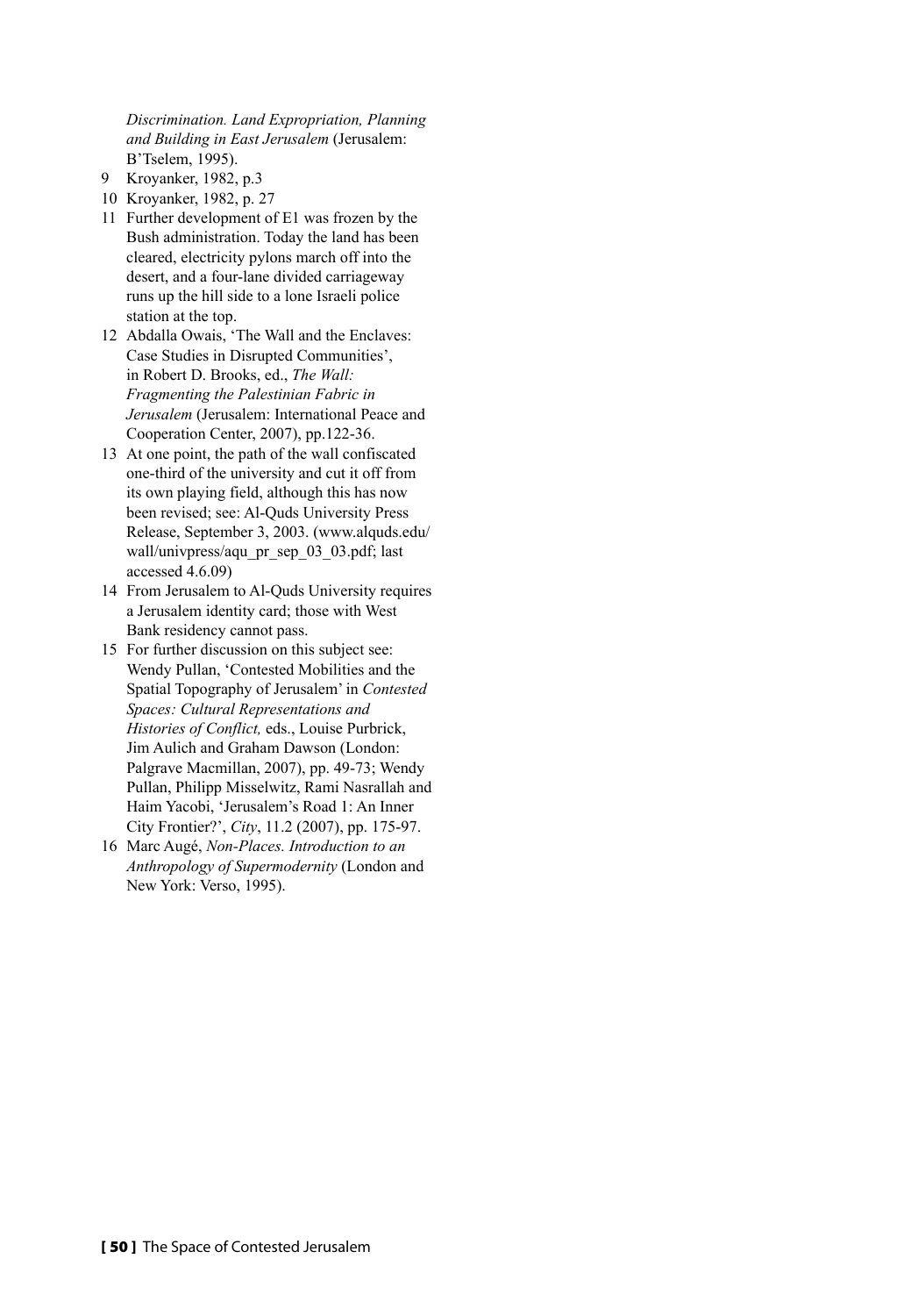*Discrimination. Land Expropriation, Planning and Building in East Jerusalem* (Jerusalem: B'Tselem, 1995).

9 Kroyanker, 1982, p.3

10 Kroyanker, 1982, p. 27

11 Further development of E1 was frozen by the Bush administration. Today the land has been cleared, electricity pylons march off into the desert, and a four-lane divided carriageway runs up the hill side to a lone Israeli police station at the top.

12 Abdalla Owais, 'The Wall and the Enclaves: Case Studies in Disrupted Communities', in Robert D. Brooks, ed., *The Wall: Fragmenting the Palestinian Fabric in Jerusalem* (Jerusalem: International Peace and Cooperation Center, 2007), pp.122-36.

13 At one point, the path of the wall confiscated one-third of the university and cut it off from its own playing field, although this has now been revised; see: Al-Quds University Press Release, September 3, 2003. (www.alquds.edu/wall/univpress/aqu_pr_sep_03_03.pdf; last accessed 4.6.09)

14 From Jerusalem to Al-Quds University requires a Jerusalem identity card; those with West Bank residency cannot pass.

15 For further discussion on this subject see: Wendy Pullan, 'Contested Mobilities and the Spatial Topography of Jerusalem' in *Contested Spaces: Cultural Representations and Histories of Conflict,* eds., Louise Purbrick, Jim Aulich and Graham Dawson (London: Palgrave Macmillan, 2007), pp. 49-73; Wendy Pullan, Philipp Misselwitz, Rami Nasrallah and Haim Yacobi, 'Jerusalem's Road 1: An Inner City Frontier?', *City*, 11.2 (2007), pp. 175-97.

16 Marc Augé, *Non-Places. Introduction to an Anthropology of Supermodernity* (London and New York: Verso, 1995).